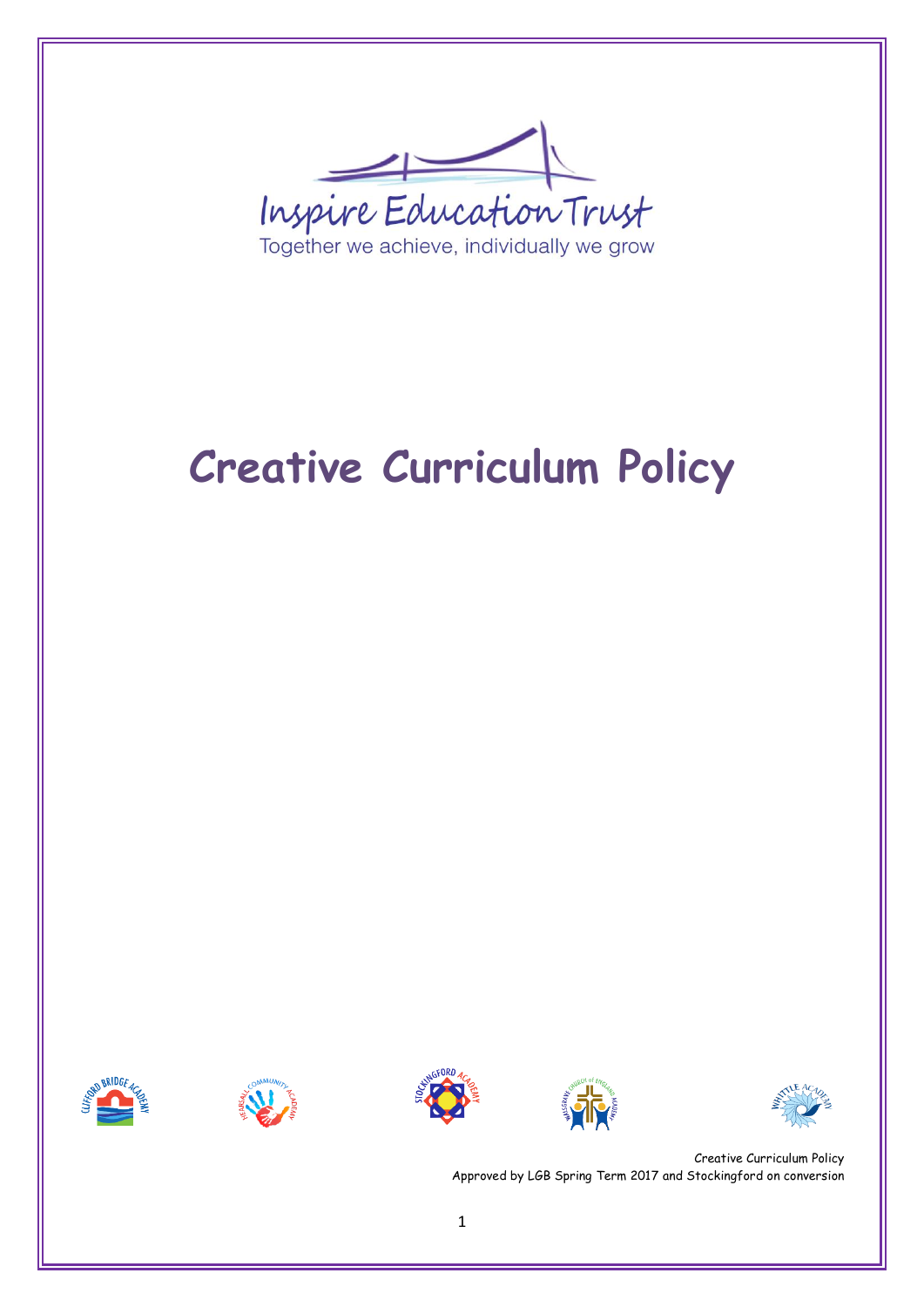Inspire Education Trust

Together we achieve, individually we grow

# Creative Curriculum Policy

Creative Curriculum Policy
Approved by LGB Spring Term 2017 and Stockingford on conversion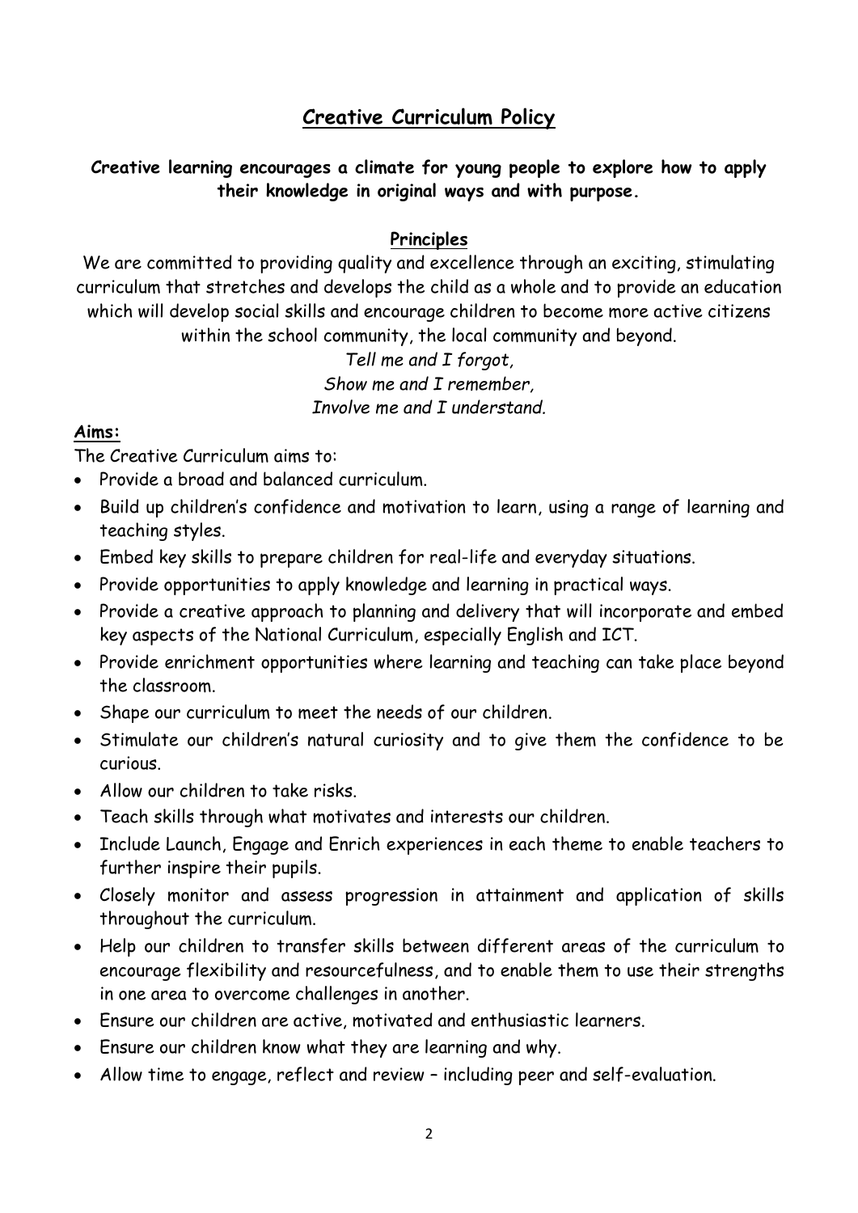# Creative Curriculum Policy

**Creative learning encourages a climate for young people to explore how to apply their knowledge in original ways and with purpose.**

## Principles

We are committed to providing quality and excellence through an exciting, stimulating curriculum that stretches and develops the child as a whole and to provide an education which will develop social skills and encourage children to become more active citizens within the school community, the local community and beyond.

*Tell me and I forgot,*
*Show me and I remember,*
*Involve me and I understand.*

## Aims:

The Creative Curriculum aims to:

- Provide a broad and balanced curriculum.
- Build up children's confidence and motivation to learn, using a range of learning and teaching styles.
- Embed key skills to prepare children for real-life and everyday situations.
- Provide opportunities to apply knowledge and learning in practical ways.
- Provide a creative approach to planning and delivery that will incorporate and embed key aspects of the National Curriculum, especially English and ICT.
- Provide enrichment opportunities where learning and teaching can take place beyond the classroom.
- Shape our curriculum to meet the needs of our children.
- Stimulate our children's natural curiosity and to give them the confidence to be curious.
- Allow our children to take risks.
- Teach skills through what motivates and interests our children.
- Include Launch, Engage and Enrich experiences in each theme to enable teachers to further inspire their pupils.
- Closely monitor and assess progression in attainment and application of skills throughout the curriculum.
- Help our children to transfer skills between different areas of the curriculum to encourage flexibility and resourcefulness, and to enable them to use their strengths in one area to overcome challenges in another.
- Ensure our children are active, motivated and enthusiastic learners.
- Ensure our children know what they are learning and why.
- Allow time to engage, reflect and review – including peer and self-evaluation.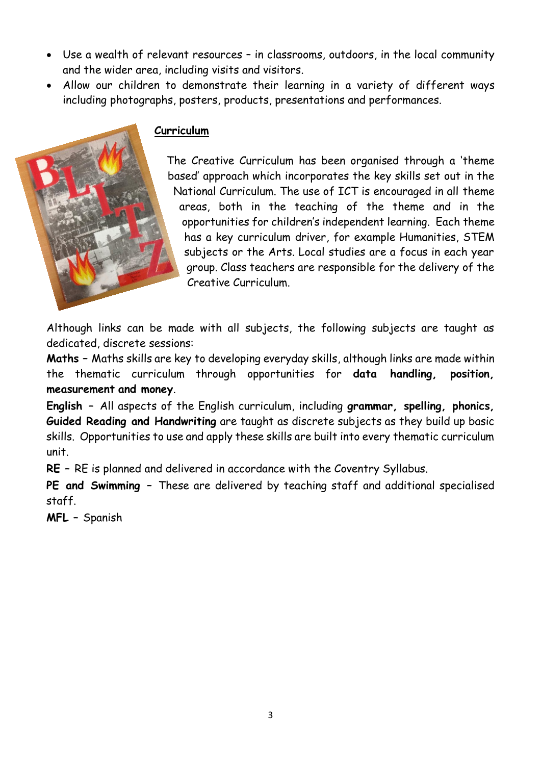- Use a wealth of relevant resources – in classrooms, outdoors, in the local community and the wider area, including visits and visitors.
- Allow our children to demonstrate their learning in a variety of different ways including photographs, posters, products, presentations and performances.

## Curriculum

The Creative Curriculum has been organised through a 'theme based' approach which incorporates the key skills set out in the National Curriculum. The use of ICT is encouraged in all theme areas, both in the teaching of the theme and in the opportunities for children's independent learning. Each theme has a key curriculum driver, for example Humanities, STEM subjects or the Arts. Local studies are a focus in each year group. Class teachers are responsible for the delivery of the Creative Curriculum.

Although links can be made with all subjects, the following subjects are taught as dedicated, discrete sessions:

**Maths –** Maths skills are key to developing everyday skills, although links are made within the thematic curriculum through opportunities for **data handling, position, measurement and money**.

**English –** All aspects of the English curriculum, including **grammar, spelling, phonics, Guided Reading and Handwriting** are taught as discrete subjects as they build up basic skills. Opportunities to use and apply these skills are built into every thematic curriculum unit.

**RE –** RE is planned and delivered in accordance with the Coventry Syllabus.

**PE and Swimming –** These are delivered by teaching staff and additional specialised staff.

**MFL –** Spanish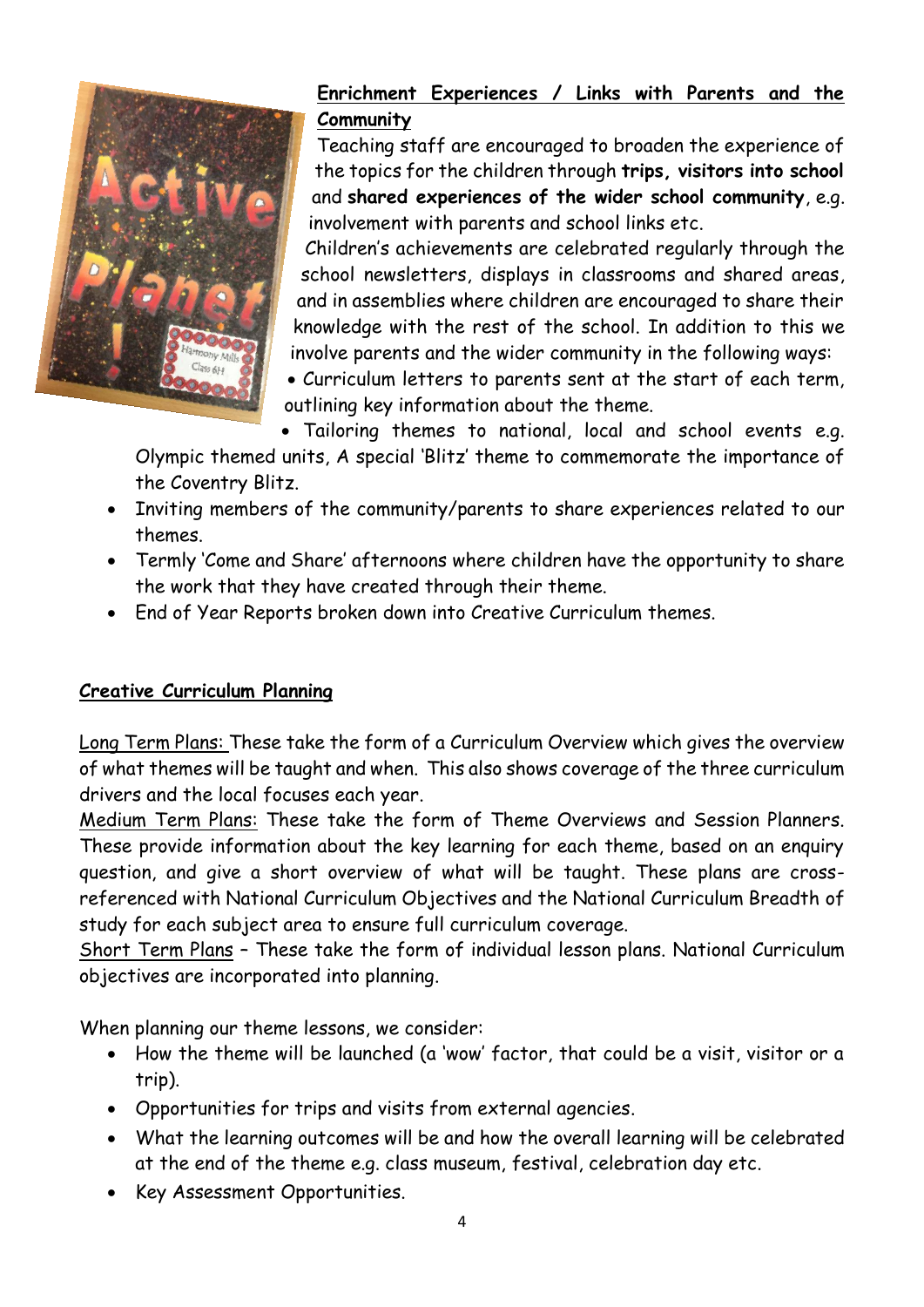## Enrichment Experiences / Links with Parents and the Community

Teaching staff are encouraged to broaden the experience of the topics for the children through **trips, visitors into school** and **shared experiences of the wider school community**, e.g. involvement with parents and school links etc.

Children's achievements are celebrated regularly through the school newsletters, displays in classrooms and shared areas, and in assemblies where children are encouraged to share their knowledge with the rest of the school. In addition to this we involve parents and the wider community in the following ways:

- Curriculum letters to parents sent at the start of each term, outlining key information about the theme.
- Tailoring themes to national, local and school events e.g. Olympic themed units, A special 'Blitz' theme to commemorate the importance of the Coventry Blitz.
- Inviting members of the community/parents to share experiences related to our themes.
- Termly 'Come and Share' afternoons where children have the opportunity to share the work that they have created through their theme.
- End of Year Reports broken down into Creative Curriculum themes.

## Creative Curriculum Planning

Long Term Plans: These take the form of a Curriculum Overview which gives the overview of what themes will be taught and when. This also shows coverage of the three curriculum drivers and the local focuses each year.

Medium Term Plans: These take the form of Theme Overviews and Session Planners. These provide information about the key learning for each theme, based on an enquiry question, and give a short overview of what will be taught. These plans are cross-referenced with National Curriculum Objectives and the National Curriculum Breadth of study for each subject area to ensure full curriculum coverage.

Short Term Plans – These take the form of individual lesson plans. National Curriculum objectives are incorporated into planning.

When planning our theme lessons, we consider:

- How the theme will be launched (a 'wow' factor, that could be a visit, visitor or a trip).
- Opportunities for trips and visits from external agencies.
- What the learning outcomes will be and how the overall learning will be celebrated at the end of the theme e.g. class museum, festival, celebration day etc.
- Key Assessment Opportunities.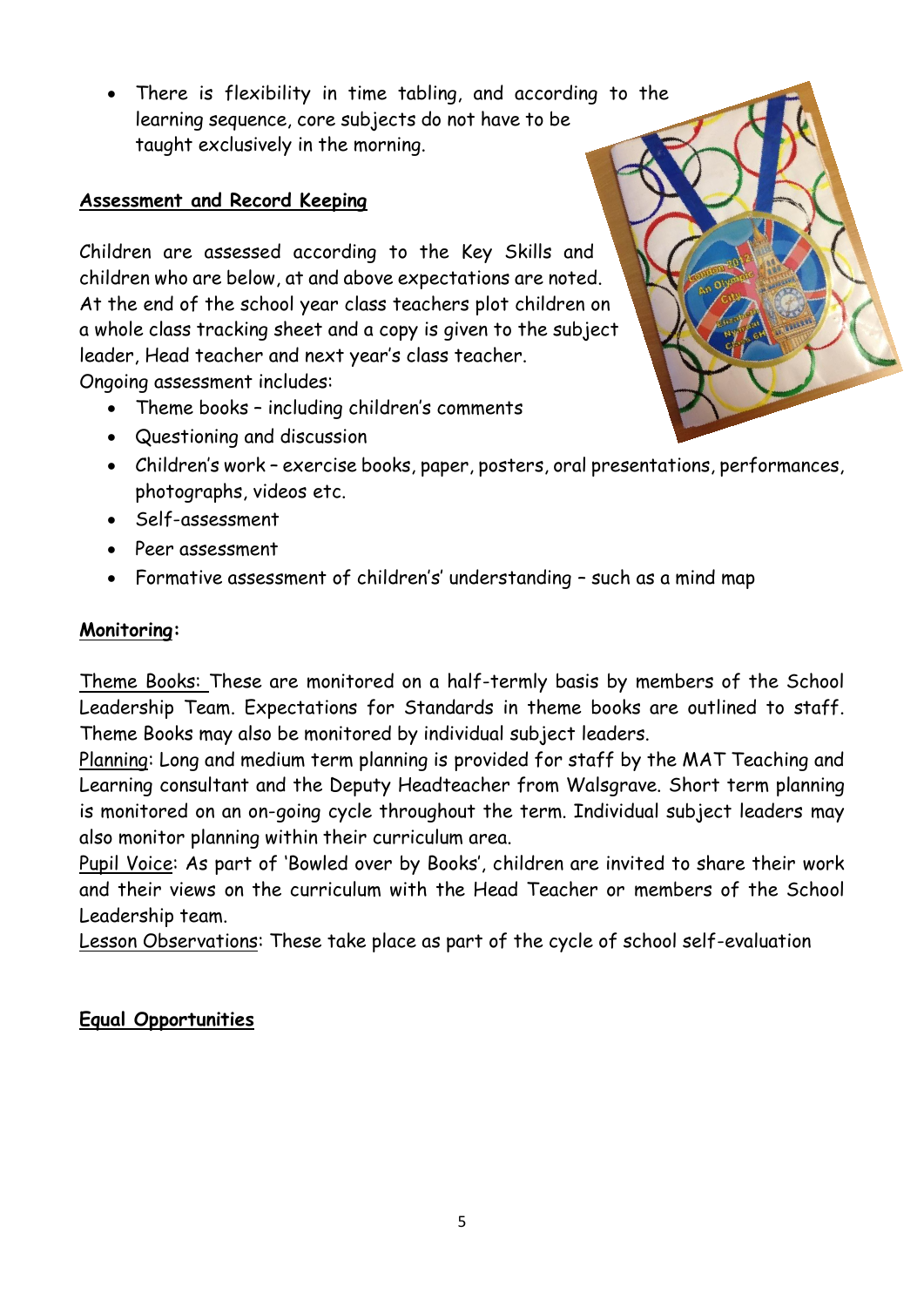- There is flexibility in time tabling, and according to the learning sequence, core subjects do not have to be taught exclusively in the morning.

## Assessment and Record Keeping

Children are assessed according to the Key Skills and children who are below, at and above expectations are noted. At the end of the school year class teachers plot children on a whole class tracking sheet and a copy is given to the subject leader, Head teacher and next year's class teacher.
Ongoing assessment includes:

- Theme books – including children's comments
- Questioning and discussion
- Children's work – exercise books, paper, posters, oral presentations, performances, photographs, videos etc.
- Self-assessment
- Peer assessment
- Formative assessment of children's' understanding – such as a mind map

## Monitoring:

Theme Books: These are monitored on a half-termly basis by members of the School Leadership Team. Expectations for Standards in theme books are outlined to staff. Theme Books may also be monitored by individual subject leaders.
Planning: Long and medium term planning is provided for staff by the MAT Teaching and Learning consultant and the Deputy Headteacher from Walsgrave. Short term planning is monitored on an on-going cycle throughout the term. Individual subject leaders may also monitor planning within their curriculum area.
Pupil Voice: As part of 'Bowled over by Books', children are invited to share their work and their views on the curriculum with the Head Teacher or members of the School Leadership team.
Lesson Observations: These take place as part of the cycle of school self-evaluation

## Equal Opportunities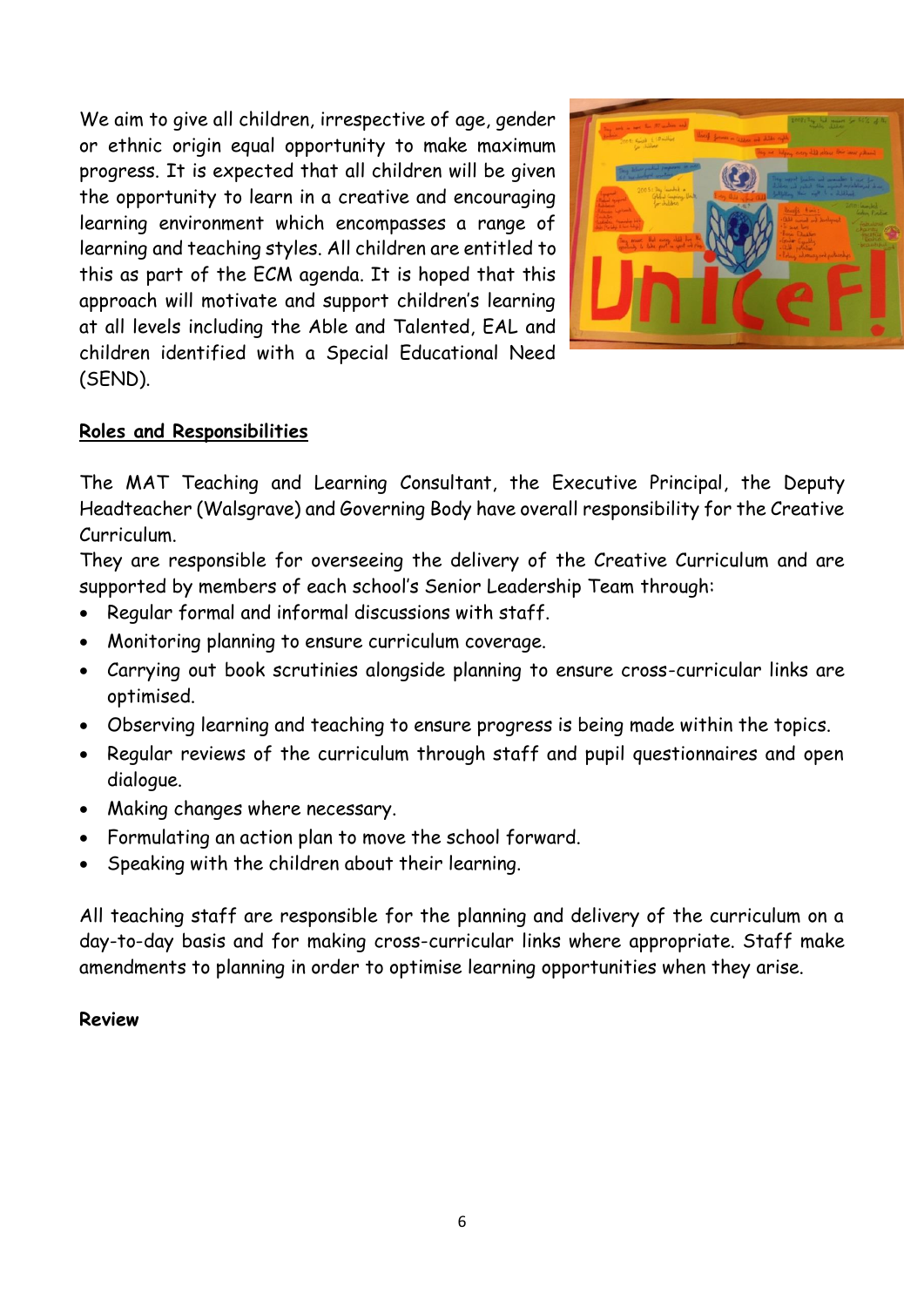We aim to give all children, irrespective of age, gender or ethnic origin equal opportunity to make maximum progress. It is expected that all children will be given the opportunity to learn in a creative and encouraging learning environment which encompasses a range of learning and teaching styles. All children are entitled to this as part of the ECM agenda. It is hoped that this approach will motivate and support children's learning at all levels including the Able and Talented, EAL and children identified with a Special Educational Need (SEND).

## Roles and Responsibilities

The MAT Teaching and Learning Consultant, the Executive Principal, the Deputy Headteacher (Walsgrave) and Governing Body have overall responsibility for the Creative Curriculum.

They are responsible for overseeing the delivery of the Creative Curriculum and are supported by members of each school's Senior Leadership Team through:

- Regular formal and informal discussions with staff.
- Monitoring planning to ensure curriculum coverage.
- Carrying out book scrutinies alongside planning to ensure cross-curricular links are optimised.
- Observing learning and teaching to ensure progress is being made within the topics.
- Regular reviews of the curriculum through staff and pupil questionnaires and open dialogue.
- Making changes where necessary.
- Formulating an action plan to move the school forward.
- Speaking with the children about their learning.

All teaching staff are responsible for the planning and delivery of the curriculum on a day-to-day basis and for making cross-curricular links where appropriate. Staff make amendments to planning in order to optimise learning opportunities when they arise.

**Review**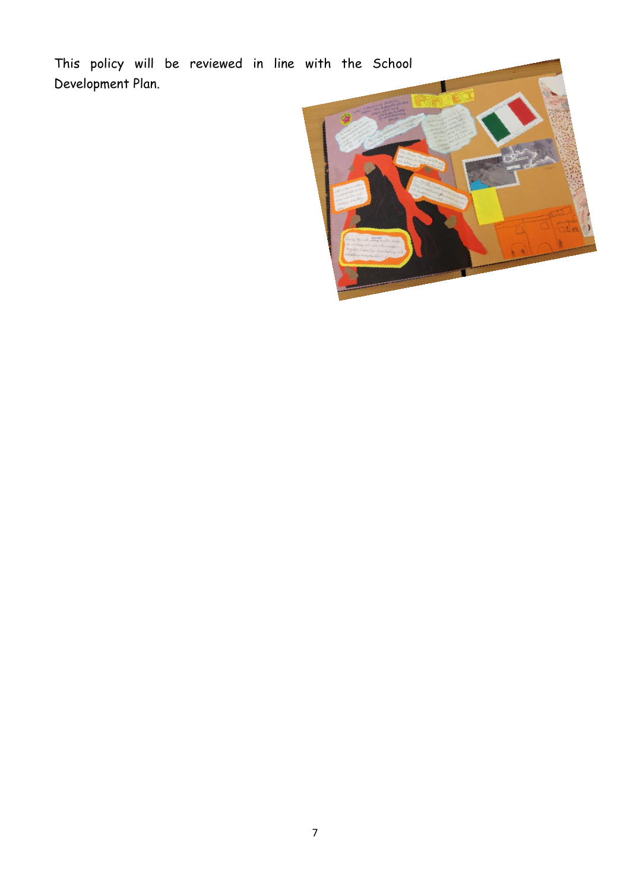This policy will be reviewed in line with the School Development Plan.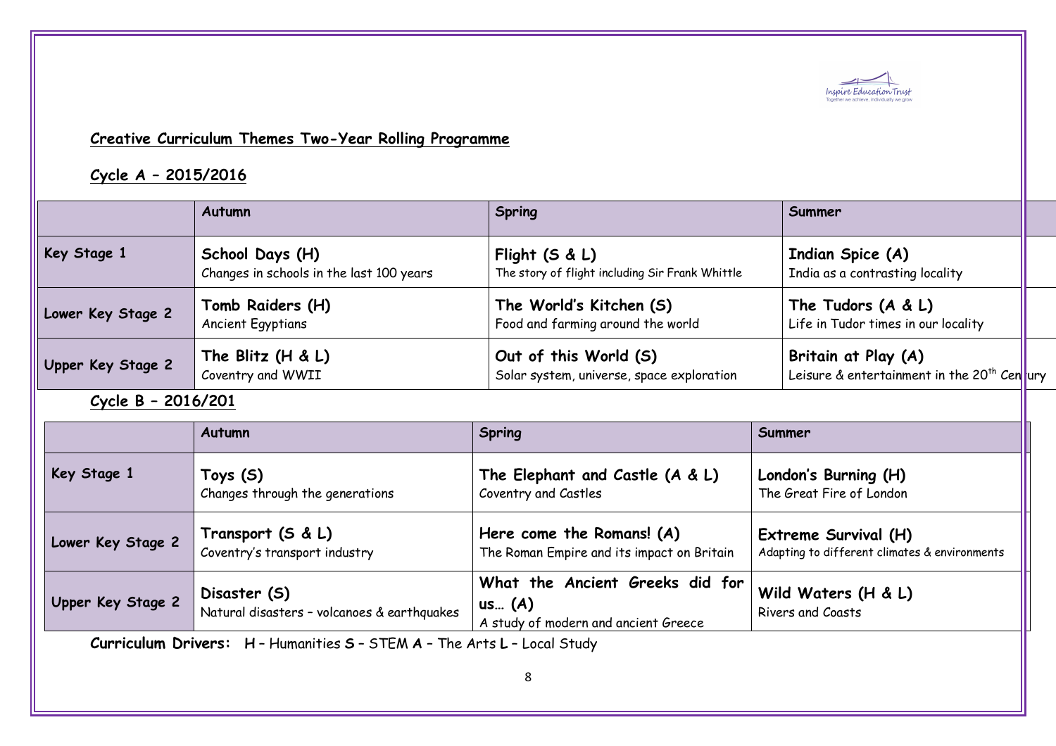## Creative Curriculum Themes Two-Year Rolling Programme

### Cycle A – 2015/2016

| | Autumn | Spring | Summer |
|---|---|---|---|
| Key Stage 1 | **School Days (H)** Changes in schools in the last 100 years | **Flight (S & L)** The story of flight including Sir Frank Whittle | **Indian Spice (A)** India as a contrasting locality |
| Lower Key Stage 2 | **Tomb Raiders (H)** Ancient Egyptians | **The World's Kitchen (S)** Food and farming around the world | **The Tudors (A & L)** Life in Tudor times in our locality |
| Upper Key Stage 2 | **The Blitz (H & L)** Coventry and WWII | **Out of this World (S)** Solar system, universe, space exploration | **Britain at Play (A)** Leisure & entertainment in the 20th Century |

### Cycle B – 2016/201

| | Autumn | Spring | Summer |
|---|---|---|---|
| Key Stage 1 | **Toys (S)** Changes through the generations | **The Elephant and Castle (A & L)** Coventry and Castles | **London's Burning (H)** The Great Fire of London |
| Lower Key Stage 2 | **Transport (S & L)** Coventry's transport industry | **Here come the Romans! (A)** The Roman Empire and its impact on Britain | **Extreme Survival (H)** Adapting to different climates & environments |
| Upper Key Stage 2 | **Disaster (S)** Natural disasters – volcanoes & earthquakes | **What the Ancient Greeks did for us… (A)** A study of modern and ancient Greece | **Wild Waters (H & L)** Rivers and Coasts |

**Curriculum Drivers:** **H** – Humanities **S** – STEM **A** – The Arts **L** – Local Study